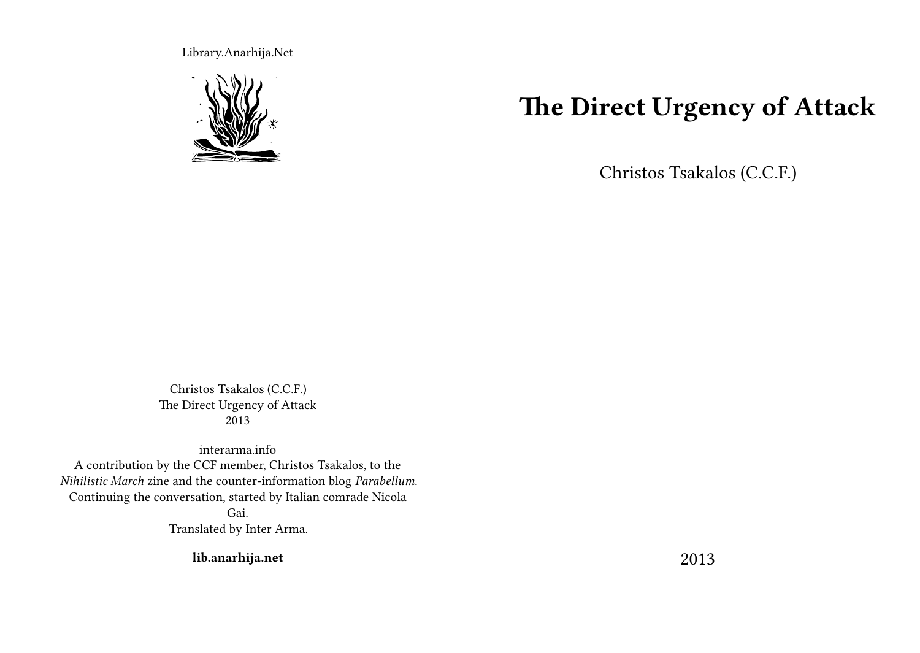Library.Anarhija.Net

# The Direct Urgency of Attack

Christos Tsakalos (C.C.F.)

2013

Christos Tsakalos (C.C.F.)
The Direct Urgency of Attack
2013

interarma.info
A contribution by the CCF member, Christos Tsakalos, to the *Nihilistic March* zine and the counter-information blog *Parabellum*. Continuing the conversation, started by Italian comrade Nicola Gai.
Translated by Inter Arma.

**lib.anarhija.net**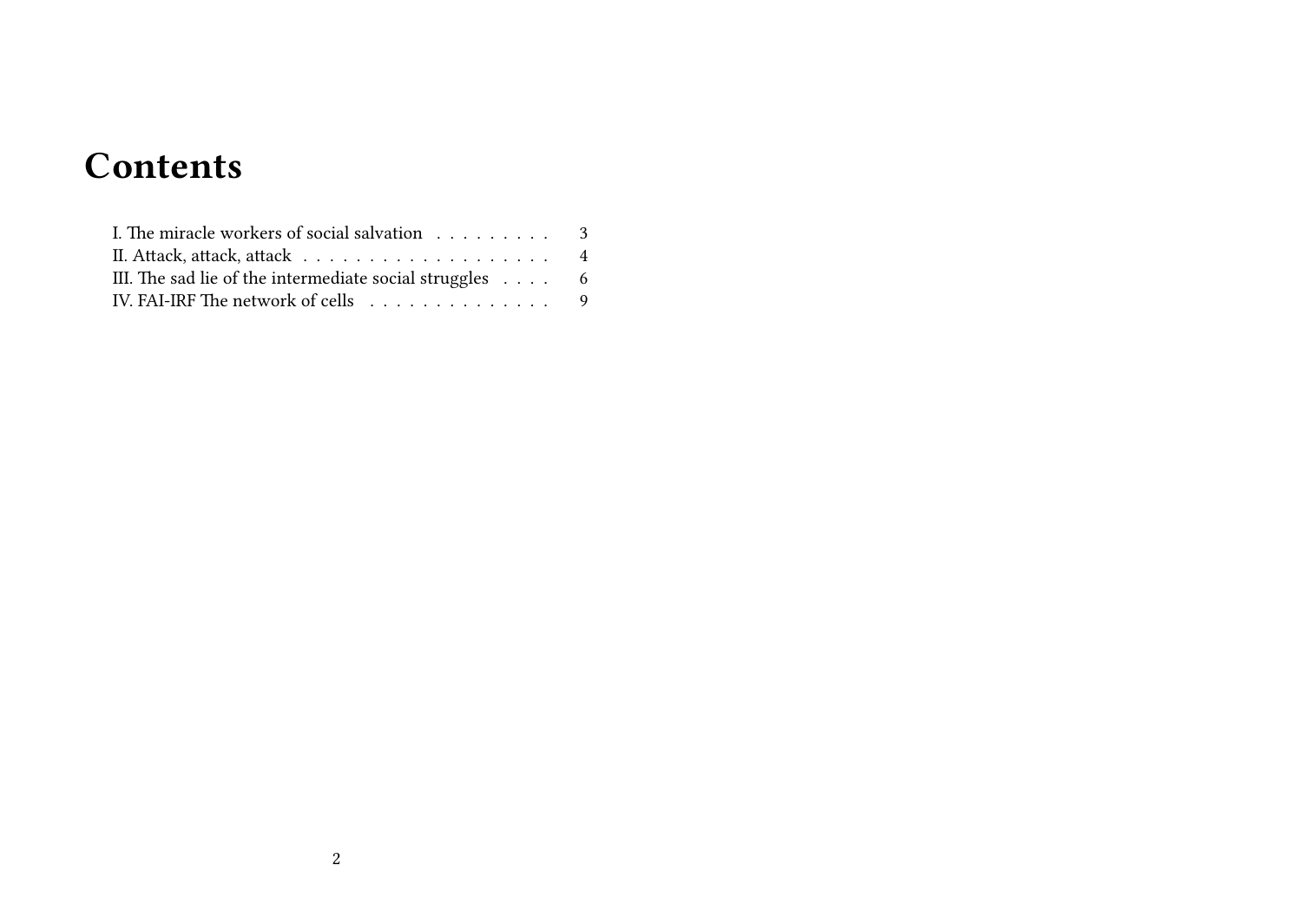# Contents

I. The miracle workers of social salvation . . . . . . . . . 3
II. Attack, attack, attack . . . . . . . . . . . . . . . . . . . 4
III. The sad lie of the intermediate social struggles . . . . 6
IV. FAI-IRF The network of cells . . . . . . . . . . . . . . 9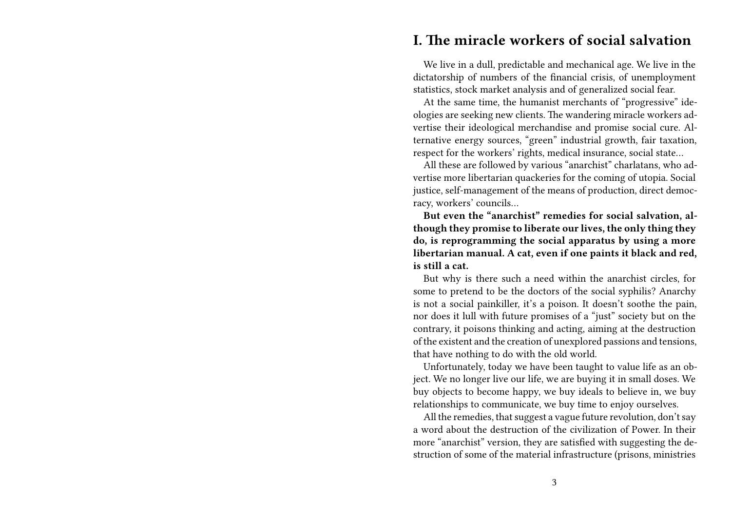## I. The miracle workers of social salvation

We live in a dull, predictable and mechanical age. We live in the dictatorship of numbers of the financial crisis, of unemployment statistics, stock market analysis and of generalized social fear.

At the same time, the humanist merchants of "progressive" ideologies are seeking new clients. The wandering miracle workers advertise their ideological merchandise and promise social cure. Alternative energy sources, "green" industrial growth, fair taxation, respect for the workers' rights, medical insurance, social state…

All these are followed by various "anarchist" charlatans, who advertise more libertarian quackeries for the coming of utopia. Social justice, self-management of the means of production, direct democracy, workers' councils…

**But even the "anarchist" remedies for social salvation, although they promise to liberate our lives, the only thing they do, is reprogramming the social apparatus by using a more libertarian manual. A cat, even if one paints it black and red, is still a cat.**

But why is there such a need within the anarchist circles, for some to pretend to be the doctors of the social syphilis? Anarchy is not a social painkiller, it's a poison. It doesn't soothe the pain, nor does it lull with future promises of a "just" society but on the contrary, it poisons thinking and acting, aiming at the destruction of the existent and the creation of unexplored passions and tensions, that have nothing to do with the old world.

Unfortunately, today we have been taught to value life as an object. We no longer live our life, we are buying it in small doses. We buy objects to become happy, we buy ideals to believe in, we buy relationships to communicate, we buy time to enjoy ourselves.

All the remedies, that suggest a vague future revolution, don't say a word about the destruction of the civilization of Power. In their more "anarchist" version, they are satisfied with suggesting the destruction of some of the material infrastructure (prisons, ministries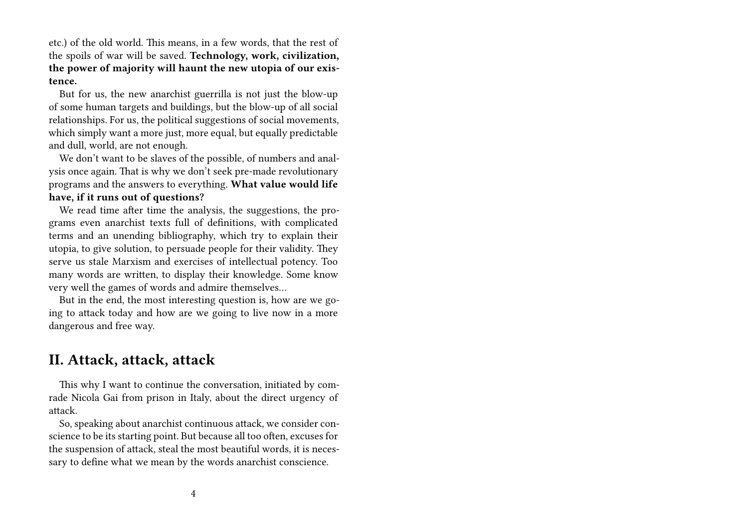etc.) of the old world. This means, in a few words, that the rest of the spoils of war will be saved. **Technology, work, civilization, the power of majority will haunt the new utopia of our existence.**

But for us, the new anarchist guerrilla is not just the blow-up of some human targets and buildings, but the blow-up of all social relationships. For us, the political suggestions of social movements, which simply want a more just, more equal, but equally predictable and dull, world, are not enough.

We don't want to be slaves of the possible, of numbers and analysis once again. That is why we don't seek pre-made revolutionary programs and the answers to everything. **What value would life have, if it runs out of questions?**

We read time after time the analysis, the suggestions, the programs even anarchist texts full of definitions, with complicated terms and an unending bibliography, which try to explain their utopia, to give solution, to persuade people for their validity. They serve us stale Marxism and exercises of intellectual potency. Too many words are written, to display their knowledge. Some know very well the games of words and admire themselves…

But in the end, the most interesting question is, how are we going to attack today and how are we going to live now in a more dangerous and free way.

## II. Attack, attack, attack

This why I want to continue the conversation, initiated by comrade Nicola Gai from prison in Italy, about the direct urgency of attack.

So, speaking about anarchist continuous attack, we consider conscience to be its starting point. But because all too often, excuses for the suspension of attack, steal the most beautiful words, it is necessary to define what we mean by the words anarchist conscience.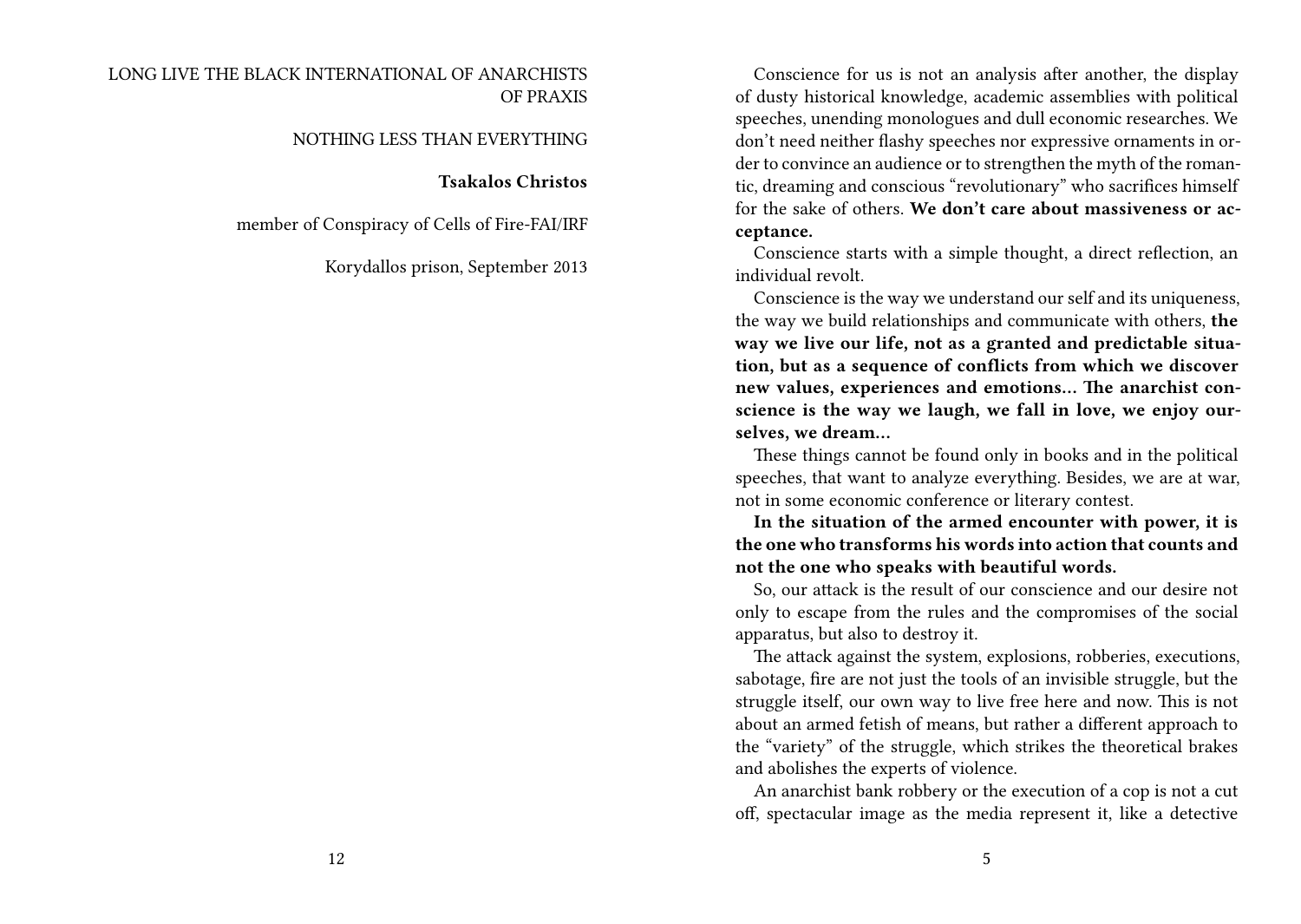LONG LIVE THE BLACK INTERNATIONAL OF ANARCHISTS OF PRAXIS

NOTHING LESS THAN EVERYTHING

**Tsakalos Christos**

member of Conspiracy of Cells of Fire-FAI/IRF

Korydallos prison, September 2013

Conscience for us is not an analysis after another, the display of dusty historical knowledge, academic assemblies with political speeches, unending monologues and dull economic researches. We don't need neither flashy speeches nor expressive ornaments in order to convince an audience or to strengthen the myth of the romantic, dreaming and conscious "revolutionary" who sacrifices himself for the sake of others. **We don't care about massiveness or acceptance.**

Conscience starts with a simple thought, a direct reflection, an individual revolt.

Conscience is the way we understand our self and its uniqueness, the way we build relationships and communicate with others, **the way we live our life, not as a granted and predictable situation, but as a sequence of conflicts from which we discover new values, experiences and emotions… The anarchist conscience is the way we laugh, we fall in love, we enjoy ourselves, we dream…**

These things cannot be found only in books and in the political speeches, that want to analyze everything. Besides, we are at war, not in some economic conference or literary contest.

**In the situation of the armed encounter with power, it is the one who transforms his words into action that counts and not the one who speaks with beautiful words.**

So, our attack is the result of our conscience and our desire not only to escape from the rules and the compromises of the social apparatus, but also to destroy it.

The attack against the system, explosions, robberies, executions, sabotage, fire are not just the tools of an invisible struggle, but the struggle itself, our own way to live free here and now. This is not about an armed fetish of means, but rather a different approach to the "variety" of the struggle, which strikes the theoretical brakes and abolishes the experts of violence.

An anarchist bank robbery or the execution of a cop is not a cut off, spectacular image as the media represent it, like a detective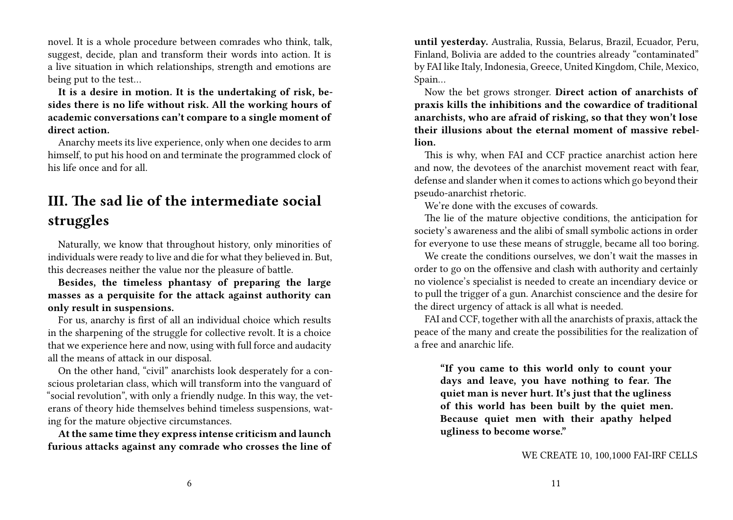novel. It is a whole procedure between comrades who think, talk, suggest, decide, plan and transform their words into action. It is a live situation in which relationships, strength and emotions are being put to the test…

**It is a desire in motion. It is the undertaking of risk, besides there is no life without risk. All the working hours of academic conversations can't compare to a single moment of direct action.**

Anarchy meets its live experience, only when one decides to arm himself, to put his hood on and terminate the programmed clock of his life once and for all.

## III. The sad lie of the intermediate social struggles

Naturally, we know that throughout history, only minorities of individuals were ready to live and die for what they believed in. But, this decreases neither the value nor the pleasure of battle.

**Besides, the timeless phantasy of preparing the large masses as a perquisite for the attack against authority can only result in suspensions.**

For us, anarchy is first of all an individual choice which results in the sharpening of the struggle for collective revolt. It is a choice that we experience here and now, using with full force and audacity all the means of attack in our disposal.

On the other hand, "civil" anarchists look desperately for a conscious proletarian class, which will transform into the vanguard of "social revolution", with only a friendly nudge. In this way, the veterans of theory hide themselves behind timeless suspensions, wating for the mature objective circumstances.

**At the same time they express intense criticism and launch furious attacks against any comrade who crosses the line of until yesterday.** Australia, Russia, Belarus, Brazil, Ecuador, Peru, Finland, Bolivia are added to the countries already "contaminated" by FAI like Italy, Indonesia, Greece, United Kingdom, Chile, Mexico, Spain…

Now the bet grows stronger. **Direct action of anarchists of praxis kills the inhibitions and the cowardice of traditional anarchists, who are afraid of risking, so that they won't lose their illusions about the eternal moment of massive rebellion.**

This is why, when FAI and CCF practice anarchist action here and now, the devotees of the anarchist movement react with fear, defense and slander when it comes to actions which go beyond their pseudo-anarchist rhetoric.

We're done with the excuses of cowards.

The lie of the mature objective conditions, the anticipation for society's awareness and the alibi of small symbolic actions in order for everyone to use these means of struggle, became all too boring.

We create the conditions ourselves, we don't wait the masses in order to go on the offensive and clash with authority and certainly no violence's specialist is needed to create an incendiary device or to pull the trigger of a gun. Anarchist conscience and the desire for the direct urgency of attack is all what is needed.

FAI and CCF, together with all the anarchists of praxis, attack the peace of the many and create the possibilities for the realization of a free and anarchic life.

> **"If you came to this world only to count your days and leave, you have nothing to fear. The quiet man is never hurt. It's just that the ugliness of this world has been built by the quiet men. Because quiet men with their apathy helped ugliness to become worse."**

WE CREATE 10, 100,1000 FAI-IRF CELLS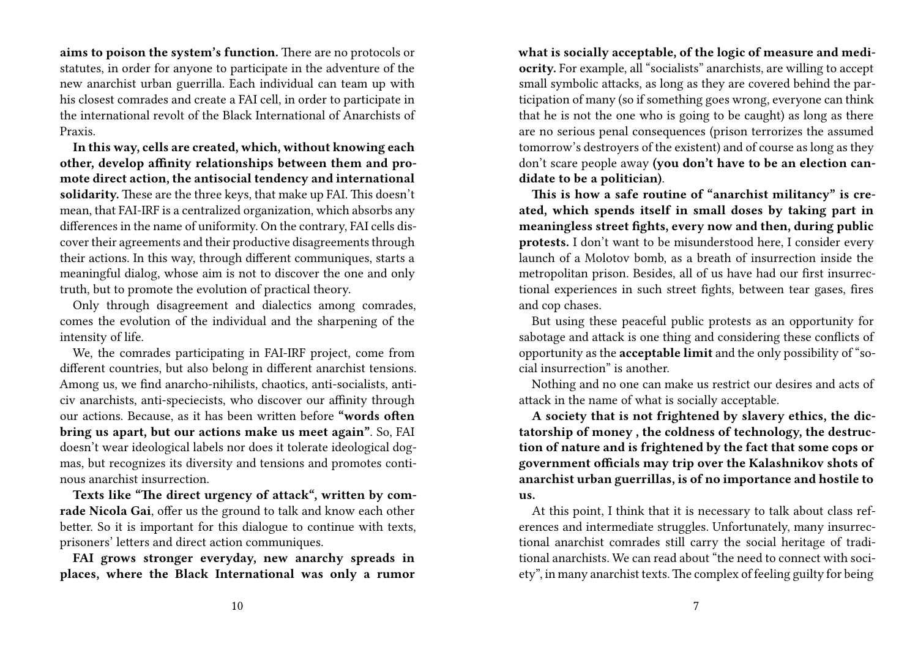**aims to poison the system's function.** There are no protocols or statutes, in order for anyone to participate in the adventure of the new anarchist urban guerrilla. Each individual can team up with his closest comrades and create a FAI cell, in order to participate in the international revolt of the Black International of Anarchists of Praxis.

**In this way, cells are created, which, without knowing each other, develop affinity relationships between them and promote direct action, the antisocial tendency and international solidarity.** These are the three keys, that make up FAI. This doesn't mean, that FAI-IRF is a centralized organization, which absorbs any differences in the name of uniformity. On the contrary, FAI cells discover their agreements and their productive disagreements through their actions. In this way, through different communiques, starts a meaningful dialog, whose aim is not to discover the one and only truth, but to promote the evolution of practical theory.

Only through disagreement and dialectics among comrades, comes the evolution of the individual and the sharpening of the intensity of life.

We, the comrades participating in FAI-IRF project, come from different countries, but also belong in different anarchist tensions. Among us, we find anarcho-nihilists, chaotics, anti-socialists, anti-civ anarchists, anti-speciecists, who discover our affinity through our actions. Because, as it has been written before **"words often bring us apart, but our actions make us meet again"**. So, FAI doesn't wear ideological labels nor does it tolerate ideological dogmas, but recognizes its diversity and tensions and promotes continous anarchist insurrection.

**Texts like "The direct urgency of attack", written by comrade Nicola Gai**, offer us the ground to talk and know each other better. So it is important for this dialogue to continue with texts, prisoners' letters and direct action communiques.

**FAI grows stronger everyday, new anarchy spreads in places, where the Black International was only a rumor**

**what is socially acceptable, of the logic of measure and mediocrity.** For example, all "socialists" anarchists, are willing to accept small symbolic attacks, as long as they are covered behind the participation of many (so if something goes wrong, everyone can think that he is not the one who is going to be caught) as long as there are no serious penal consequences (prison terrorizes the assumed tomorrow's destroyers of the existent) and of course as long as they don't scare people away **(you don't have to be an election candidate to be a politician)**.

**This is how a safe routine of "anarchist militancy" is created, which spends itself in small doses by taking part in meaningless street fights, every now and then, during public protests.** I don't want to be misunderstood here, I consider every launch of a Molotov bomb, as a breath of insurrection inside the metropolitan prison. Besides, all of us have had our first insurrectional experiences in such street fights, between tear gases, fires and cop chases.

But using these peaceful public protests as an opportunity for sabotage and attack is one thing and considering these conflicts of opportunity as the **acceptable limit** and the only possibility of "social insurrection" is another.

Nothing and no one can make us restrict our desires and acts of attack in the name of what is socially acceptable.

**A society that is not frightened by slavery ethics, the dictatorship of money , the coldness of technology, the destruction of nature and is frightened by the fact that some cops or government officials may trip over the Kalashnikov shots of anarchist urban guerrillas, is of no importance and hostile to us.**

At this point, I think that it is necessary to talk about class references and intermediate struggles. Unfortunately, many insurrectional anarchist comrades still carry the social heritage of traditional anarchists. We can read about "the need to connect with society", in many anarchist texts. The complex of feeling guilty for being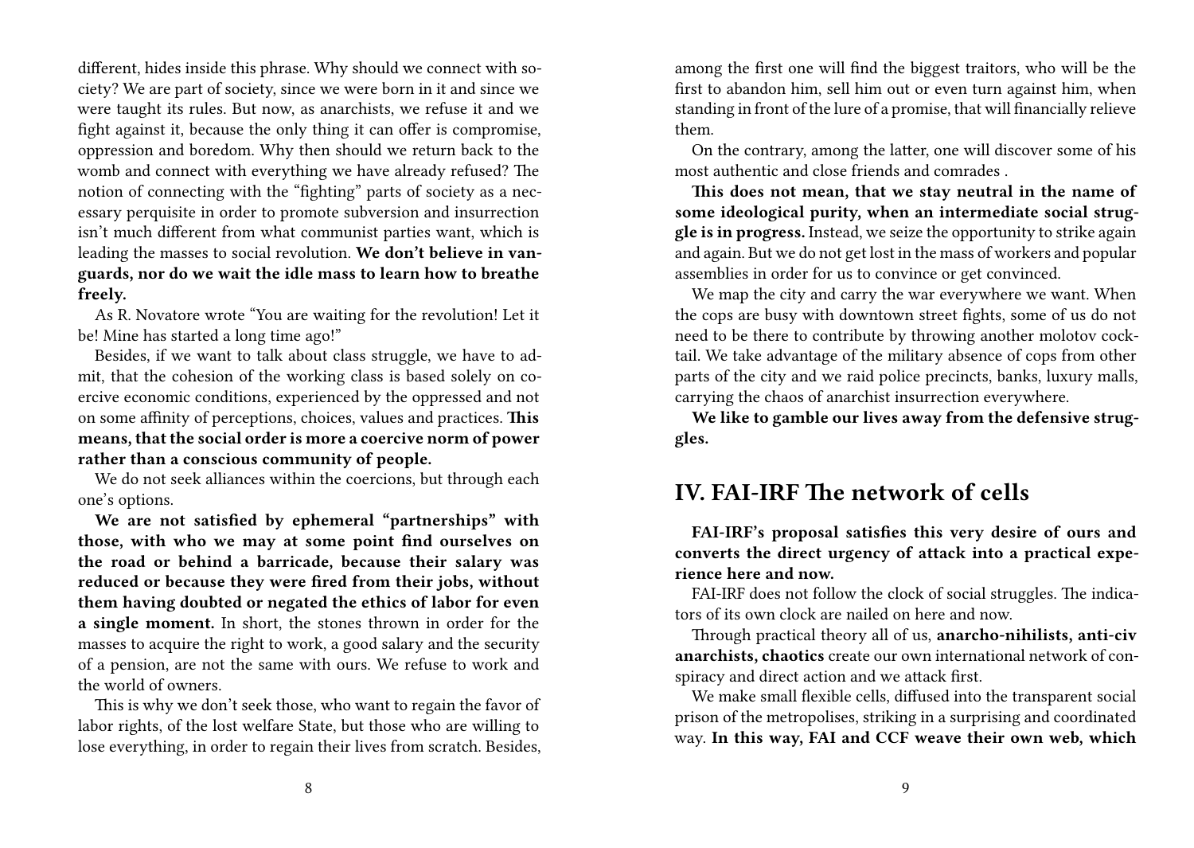different, hides inside this phrase. Why should we connect with society? We are part of society, since we were born in it and since we were taught its rules. But now, as anarchists, we refuse it and we fight against it, because the only thing it can offer is compromise, oppression and boredom. Why then should we return back to the womb and connect with everything we have already refused? The notion of connecting with the "fighting" parts of society as a necessary perquisite in order to promote subversion and insurrection isn't much different from what communist parties want, which is leading the masses to social revolution. **We don't believe in vanguards, nor do we wait the idle mass to learn how to breathe freely.**

As R. Novatore wrote "You are waiting for the revolution! Let it be! Mine has started a long time ago!"

Besides, if we want to talk about class struggle, we have to admit, that the cohesion of the working class is based solely on coercive economic conditions, experienced by the oppressed and not on some affinity of perceptions, choices, values and practices. **This means, that the social order is more a coercive norm of power rather than a conscious community of people.**

We do not seek alliances within the coercions, but through each one's options.

**We are not satisfied by ephemeral "partnerships" with those, with who we may at some point find ourselves on the road or behind a barricade, because their salary was reduced or because they were fired from their jobs, without them having doubted or negated the ethics of labor for even a single moment.** In short, the stones thrown in order for the masses to acquire the right to work, a good salary and the security of a pension, are not the same with ours. We refuse to work and the world of owners.

This is why we don't seek those, who want to regain the favor of labor rights, of the lost welfare State, but those who are willing to lose everything, in order to regain their lives from scratch. Besides, among the first one will find the biggest traitors, who will be the first to abandon him, sell him out or even turn against him, when standing in front of the lure of a promise, that will financially relieve them.

On the contrary, among the latter, one will discover some of his most authentic and close friends and comrades .

**This does not mean, that we stay neutral in the name of some ideological purity, when an intermediate social struggle is in progress.** Instead, we seize the opportunity to strike again and again. But we do not get lost in the mass of workers and popular assemblies in order for us to convince or get convinced.

We map the city and carry the war everywhere we want. When the cops are busy with downtown street fights, some of us do not need to be there to contribute by throwing another molotov cocktail. We take advantage of the military absence of cops from other parts of the city and we raid police precincts, banks, luxury malls, carrying the chaos of anarchist insurrection everywhere.

**We like to gamble our lives away from the defensive struggles.**

## IV. FAI-IRF The network of cells

**FAI-IRF's proposal satisfies this very desire of ours and converts the direct urgency of attack into a practical experience here and now.**

FAI-IRF does not follow the clock of social struggles. The indicators of its own clock are nailed on here and now.

Through practical theory all of us, **anarcho-nihilists, anti-civ anarchists, chaotics** create our own international network of conspiracy and direct action and we attack first.

We make small flexible cells, diffused into the transparent social prison of the metropolises, striking in a surprising and coordinated way. **In this way, FAI and CCF weave their own web, which**